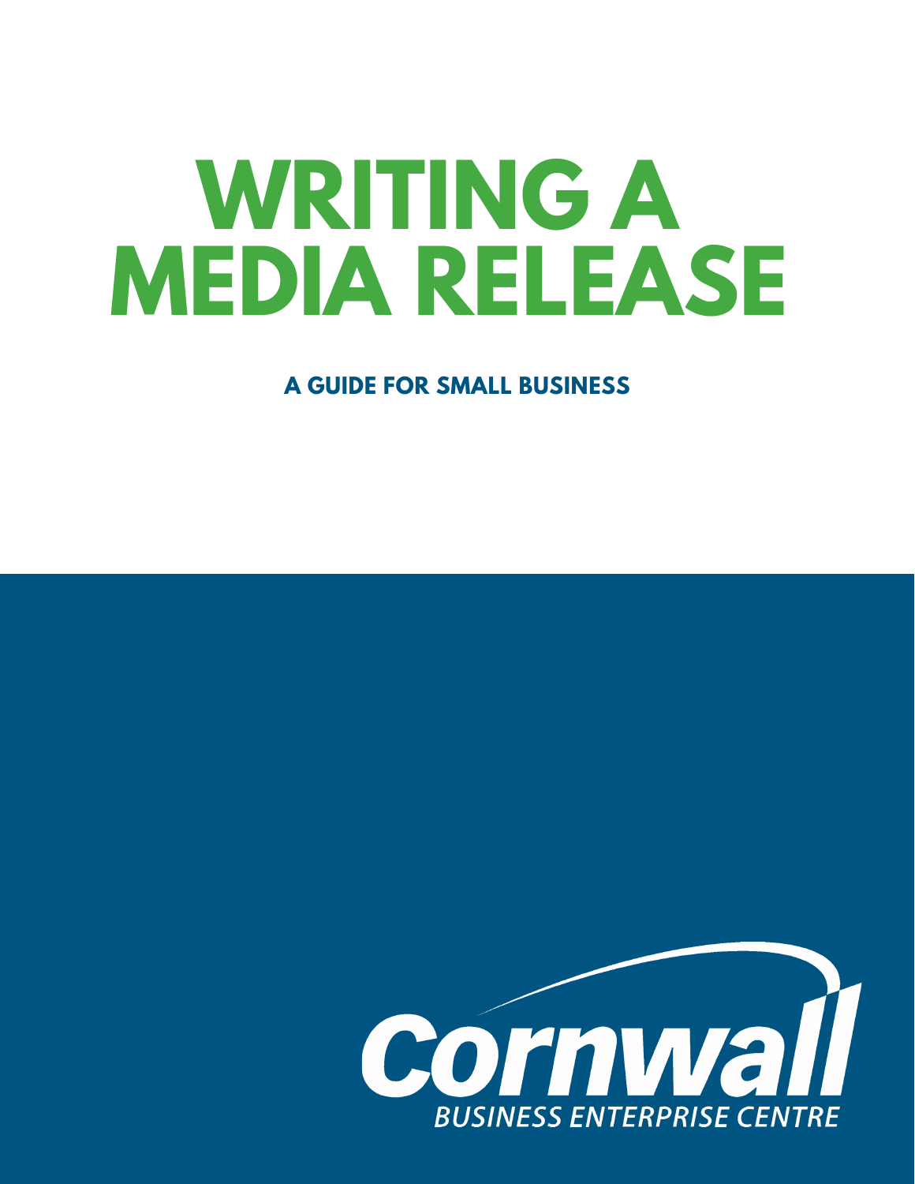# WRITING A MEDIA RELEASE

## A GUIDE FOR SMALL BUSINESS

Cornwall

BUSINESS ENTERPRISE CENTRE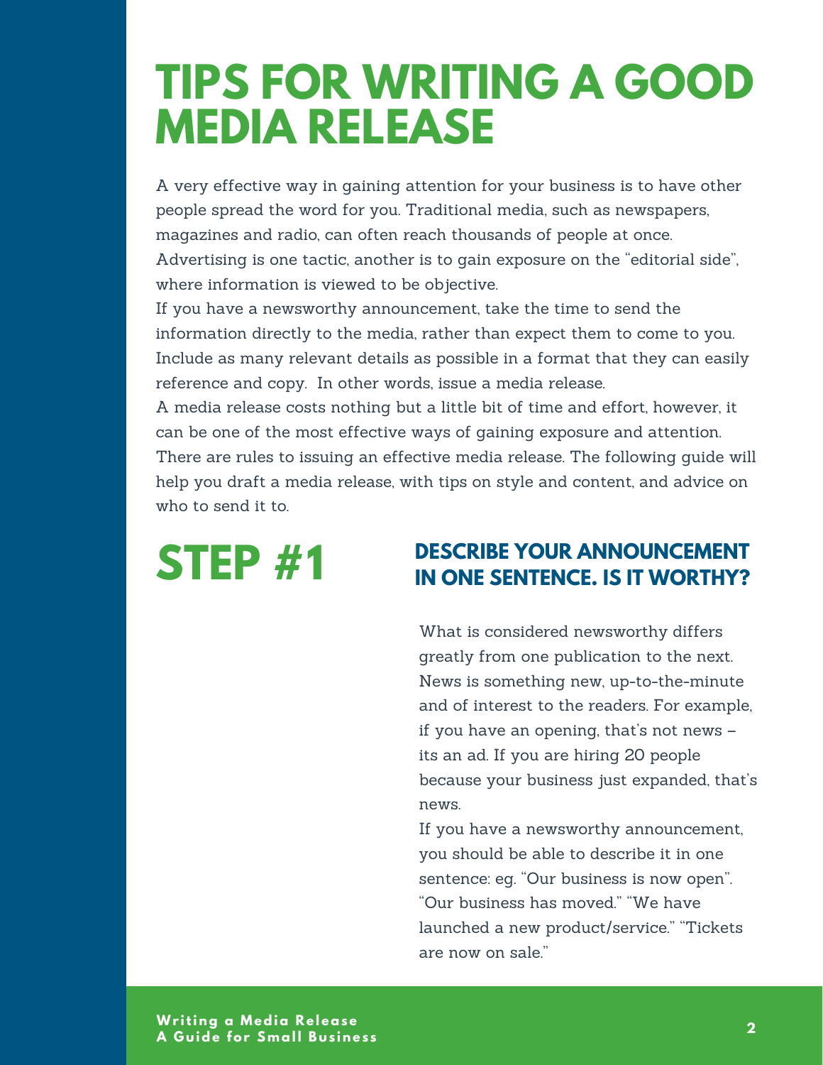# TIPS FOR WRITING A GOOD MEDIA RELEASE

A very effective way in gaining attention for your business is to have other people spread the word for you. Traditional media, such as newspapers, magazines and radio, can often reach thousands of people at once. Advertising is one tactic, another is to gain exposure on the "editorial side", where information is viewed to be objective.

If you have a newsworthy announcement, take the time to send the information directly to the media, rather than expect them to come to you. Include as many relevant details as possible in a format that they can easily reference and copy.  In other words, issue a media release.

A media release costs nothing but a little bit of time and effort, however, it can be one of the most effective ways of gaining exposure and attention. There are rules to issuing an effective media release. The following guide will help you draft a media release, with tips on style and content, and advice on who to send it to.

## STEP #1

### DESCRIBE YOUR ANNOUNCEMENT IN ONE SENTENCE. IS IT WORTHY?

What is considered newsworthy differs greatly from one publication to the next. News is something new, up-to-the-minute and of interest to the readers. For example, if you have an opening, that's not news – its an ad. If you are hiring 20 people because your business just expanded, that's news.

If you have a newsworthy announcement, you should be able to describe it in one sentence: eg. "Our business is now open". "Our business has moved." "We have launched a new product/service." "Tickets are now on sale."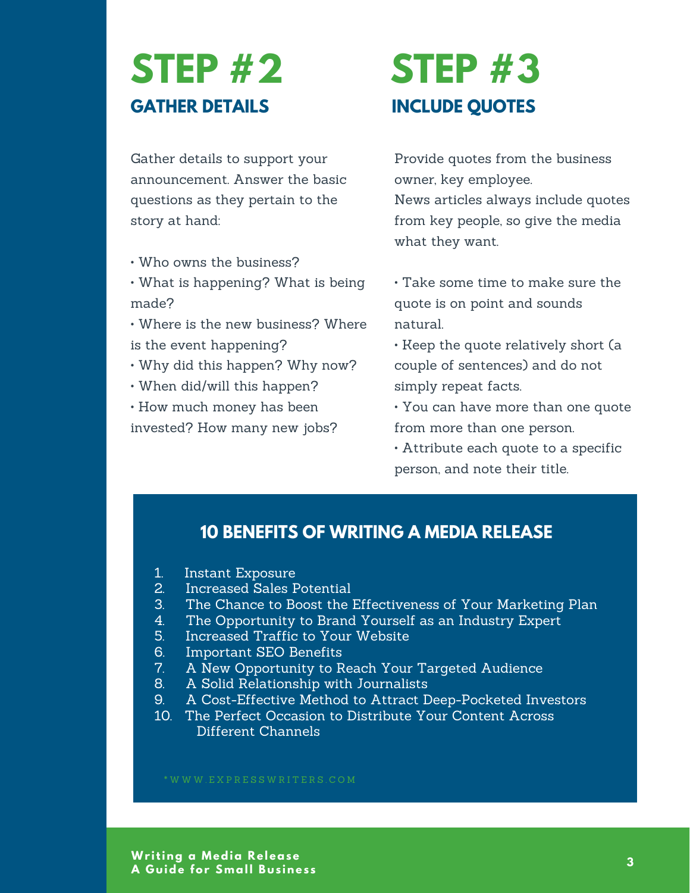# STEP #2

## GATHER DETAILS

Gather details to support your announcement. Answer the basic questions as they pertain to the story at hand:

- Who owns the business?
- What is happening? What is being made?
- Where is the new business? Where is the event happening?
- Why did this happen? Why now?
- When did/will this happen?
- How much money has been invested? How many new jobs?

# STEP #3

## INCLUDE QUOTES

Provide quotes from the business owner, key employee.
News articles always include quotes from key people, so give the media what they want.

- Take some time to make sure the quote is on point and sounds natural.
- Keep the quote relatively short (a couple of sentences) and do not simply repeat facts.
- You can have more than one quote from more than one person.
- Attribute each quote to a specific person, and note their title.

## 10 BENEFITS OF WRITING A MEDIA RELEASE

1. Instant Exposure
2. Increased Sales Potential
3. The Chance to Boost the Effectiveness of Your Marketing Plan
4. The Opportunity to Brand Yourself as an Industry Expert
5. Increased Traffic to Your Website
6. Important SEO Benefits
7. A New Opportunity to Reach Your Targeted Audience
8. A Solid Relationship with Journalists
9. A Cost-Effective Method to Attract Deep-Pocketed Investors
10. The Perfect Occasion to Distribute Your Content Across Different Channels

*WWW.EXPRESSWRITERS.COM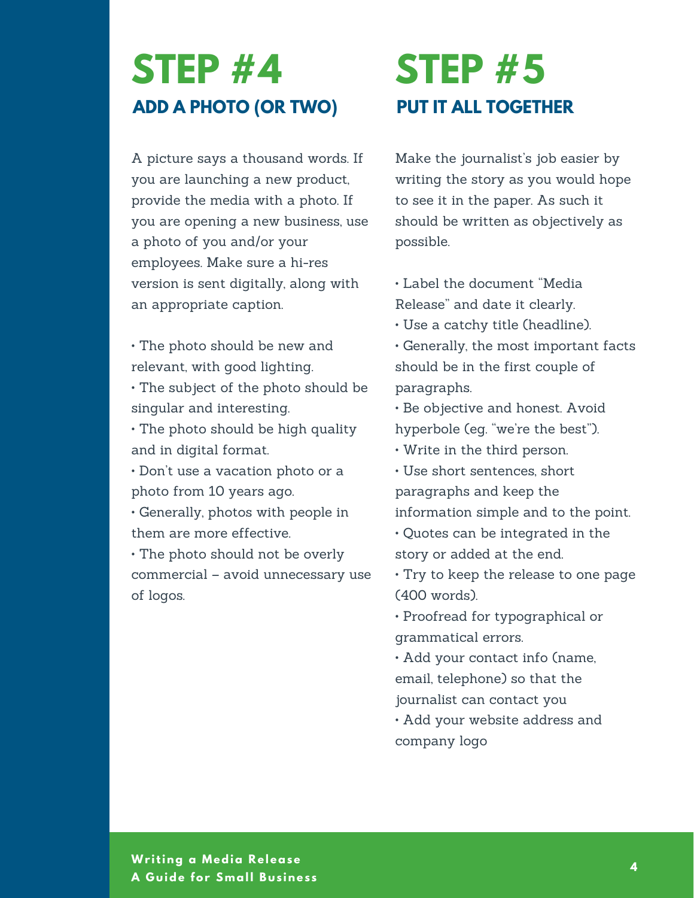# STEP #4

## ADD A PHOTO (OR TWO)

A picture says a thousand words. If you are launching a new product, provide the media with a photo. If you are opening a new business, use a photo of you and/or your employees. Make sure a hi-res version is sent digitally, along with an appropriate caption.

- The photo should be new and relevant, with good lighting.
- The subject of the photo should be singular and interesting.
- The photo should be high quality and in digital format.
- Don't use a vacation photo or a photo from 10 years ago.
- Generally, photos with people in them are more effective.
- The photo should not be overly commercial – avoid unnecessary use of logos.

# STEP #5

## PUT IT ALL TOGETHER

Make the journalist's job easier by writing the story as you would hope to see it in the paper. As such it should be written as objectively as possible.

- Label the document "Media Release" and date it clearly.
- Use a catchy title (headline).
- Generally, the most important facts should be in the first couple of paragraphs.
- Be objective and honest. Avoid hyperbole (eg. "we're the best").
- Write in the third person.
- Use short sentences, short paragraphs and keep the information simple and to the point.
- Quotes can be integrated in the story or added at the end.
- Try to keep the release to one page (400 words).
- Proofread for typographical or grammatical errors.
- Add your contact info (name, email, telephone) so that the journalist can contact you
- Add your website address and company logo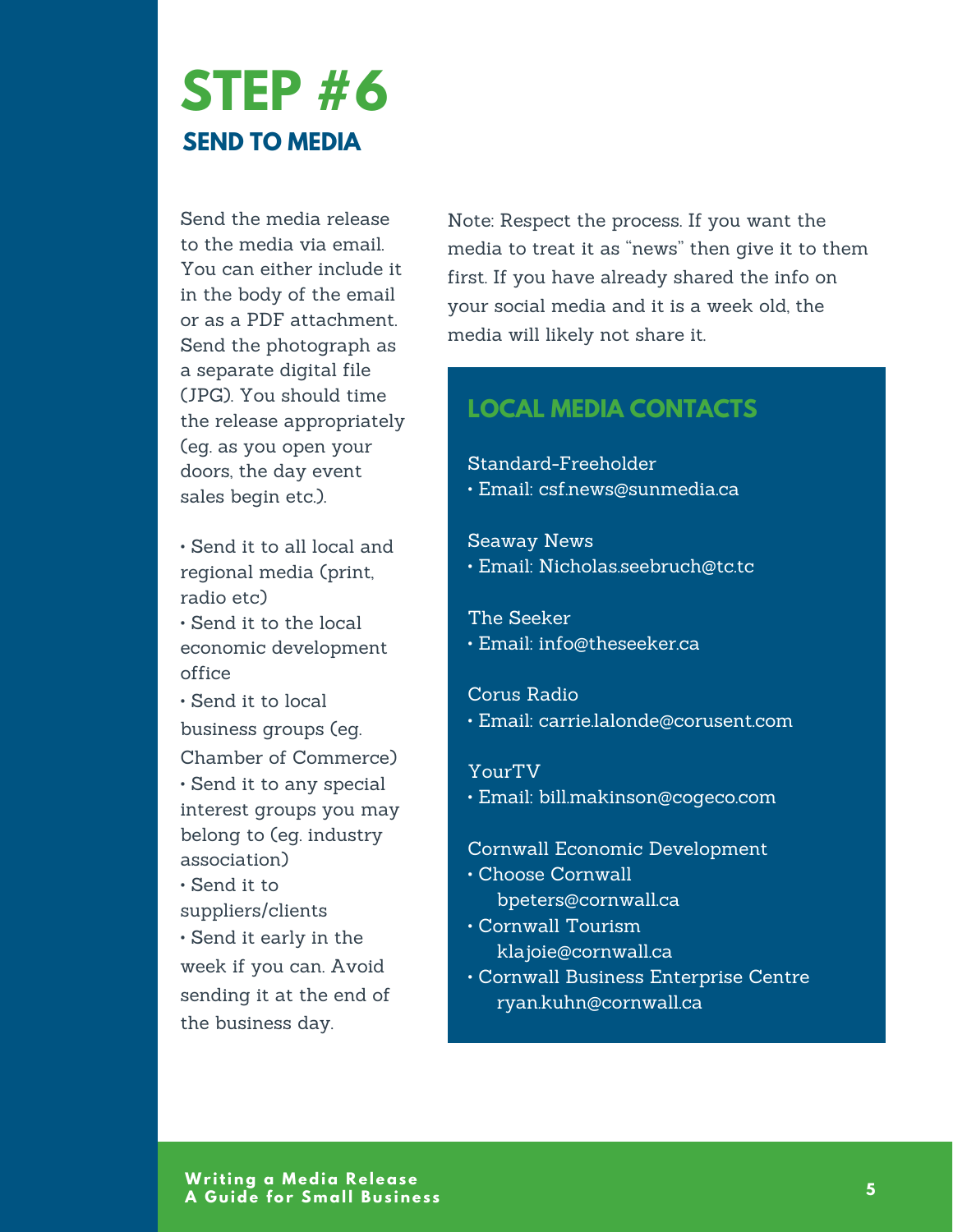# STEP #6

## SEND TO MEDIA

Send the media release to the media via email. You can either include it in the body of the email or as a PDF attachment. Send the photograph as a separate digital file (JPG). You should time the release appropriately (eg. as you open your doors, the day event sales begin etc.).

- Send it to all local and regional media (print, radio etc)
- Send it to the local economic development office
- Send it to local business groups (eg. Chamber of Commerce)
- Send it to any special interest groups you may belong to (eg. industry association)
- Send it to suppliers/clients
- Send it early in the week if you can. Avoid sending it at the end of the business day.

Note: Respect the process. If you want the media to treat it as "news" then give it to them first. If you have already shared the info on your social media and it is a week old, the media will likely not share it.

### LOCAL MEDIA CONTACTS

Standard-Freeholder
- Email: csf.news@sunmedia.ca

Seaway News
- Email: Nicholas.seebruch@tc.tc

The Seeker
- Email: info@theseeker.ca

Corus Radio
- Email: carrie.lalonde@corusent.com

YourTV
- Email: bill.makinson@cogeco.com

Cornwall Economic Development
- Choose Cornwall
  bpeters@cornwall.ca
- Cornwall Tourism
  klajoie@cornwall.ca
- Cornwall Business Enterprise Centre
  ryan.kuhn@cornwall.ca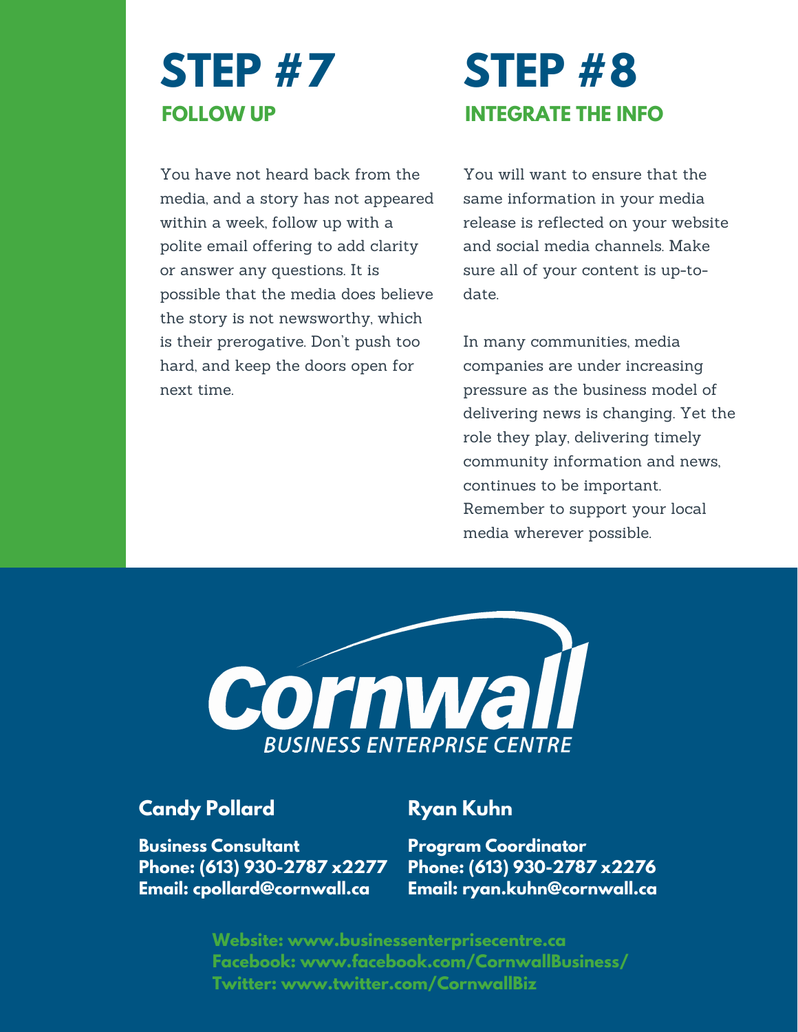# STEP #7

## FOLLOW UP

You have not heard back from the media, and a story has not appeared within a week, follow up with a polite email offering to add clarity or answer any questions. It is possible that the media does believe the story is not newsworthy, which is their prerogative. Don't push too hard, and keep the doors open for next time.

# STEP #8

## INTEGRATE THE INFO

You will want to ensure that the same information in your media release is reflected on your website and social media channels. Make sure all of your content is up-to-date.

In many communities, media companies are under increasing pressure as the business model of delivering news is changing. Yet the role they play, delivering timely community information and news, continues to be important. Remember to support your local media wherever possible.

Cornwall
BUSINESS ENTERPRISE CENTRE

**Candy Pollard**

**Business Consultant**
**Phone: (613) 930-2787 x2277**
**Email: cpollard@cornwall.ca**

**Ryan Kuhn**

**Program Coordinator**
**Phone: (613) 930-2787 x2276**
**Email: ryan.kuhn@cornwall.ca**

**Website: www.businessenterprisecentre.ca**
**Facebook: www.facebook.com/CornwallBusiness/**
**Twitter: www.twitter.com/CornwallBiz**